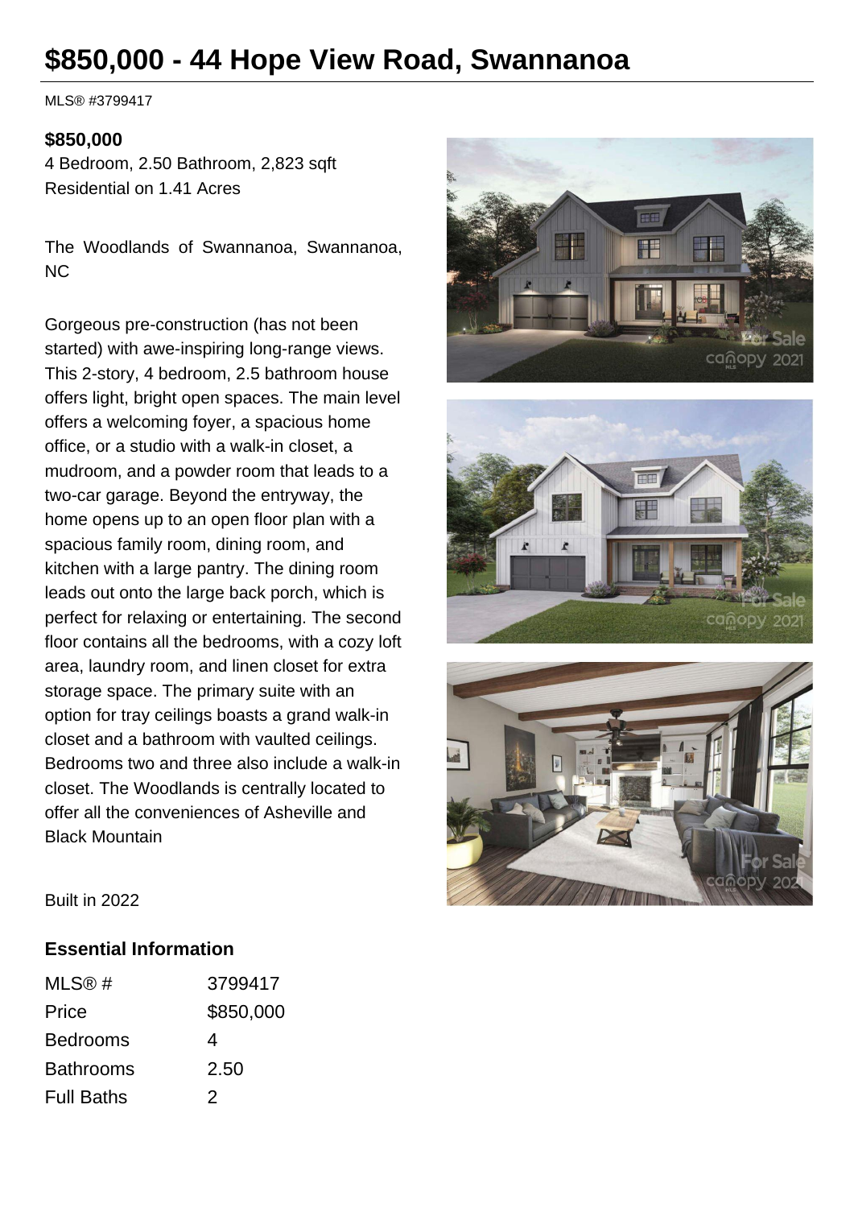# $850,000 - 44 Hope View Road, Swannanoa

MLS® #3799417

**$850,000**
4 Bedroom, 2.50 Bathroom, 2,823 sqft
Residential on 1.41 Acres

The Woodlands of Swannanoa, Swannanoa, NC

Gorgeous pre-construction (has not been started) with awe-inspiring long-range views. This 2-story, 4 bedroom, 2.5 bathroom house offers light, bright open spaces. The main level offers a welcoming foyer, a spacious home office, or a studio with a walk-in closet, a mudroom, and a powder room that leads to a two-car garage. Beyond the entryway, the home opens up to an open floor plan with a spacious family room, dining room, and kitchen with a large pantry. The dining room leads out onto the large back porch, which is perfect for relaxing or entertaining. The second floor contains all the bedrooms, with a cozy loft area, laundry room, and linen closet for extra storage space. The primary suite with an option for tray ceilings boasts a grand walk-in closet and a bathroom with vaulted ceilings. Bedrooms two and three also include a walk-in closet. The Woodlands is centrally located to offer all the conveniences of Asheville and Black Mountain

Built in 2022

## Essential Information

| | |
|---|---|
| MLS® # | 3799417 |
| Price | $850,000 |
| Bedrooms | 4 |
| Bathrooms | 2.50 |
| Full Baths | 2 |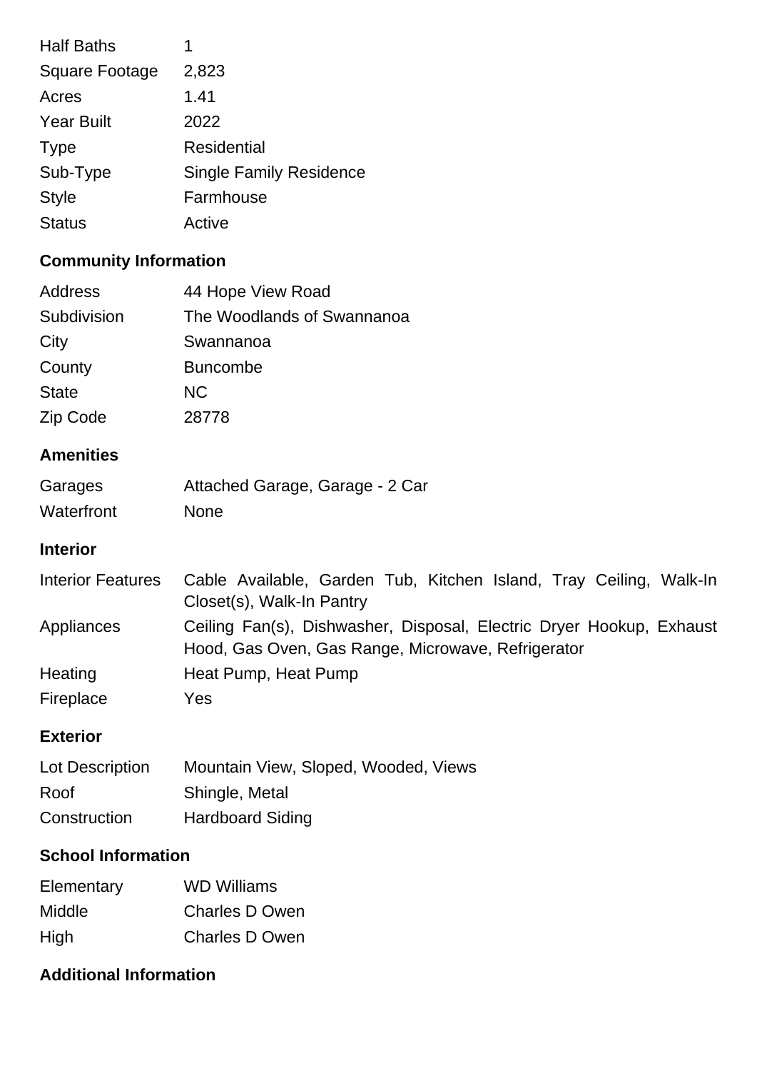| | |
|---|---|
| Half Baths | 1 |
| Square Footage | 2,823 |
| Acres | 1.41 |
| Year Built | 2022 |
| Type | Residential |
| Sub-Type | Single Family Residence |
| Style | Farmhouse |
| Status | Active |

## Community Information

| | |
|---|---|
| Address | 44 Hope View Road |
| Subdivision | The Woodlands of Swannanoa |
| City | Swannanoa |
| County | Buncombe |
| State | NC |
| Zip Code | 28778 |

## Amenities

| | |
|---|---|
| Garages | Attached Garage, Garage - 2 Car |
| Waterfront | None |

## Interior

| | |
|---|---|
| Interior Features | Cable Available, Garden Tub, Kitchen Island, Tray Ceiling, Walk-In Closet(s), Walk-In Pantry |
| Appliances | Ceiling Fan(s), Dishwasher, Disposal, Electric Dryer Hookup, Exhaust Hood, Gas Oven, Gas Range, Microwave, Refrigerator |
| Heating | Heat Pump, Heat Pump |
| Fireplace | Yes |

## Exterior

| | |
|---|---|
| Lot Description | Mountain View, Sloped, Wooded, Views |
| Roof | Shingle, Metal |
| Construction | Hardboard Siding |

## School Information

| | |
|---|---|
| Elementary | WD Williams |
| Middle | Charles D Owen |
| High | Charles D Owen |

## Additional Information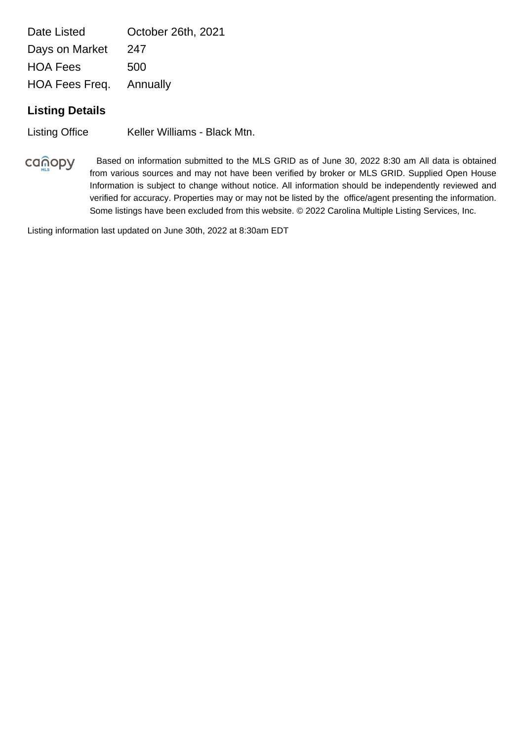| | |
|---|---|
| Date Listed | October 26th, 2021 |
| Days on Market | 247 |
| HOA Fees | 500 |
| HOA Fees Freq. | Annually |

## Listing Details

| | |
|---|---|
| Listing Office | Keller Williams - Black Mtn. |

canopy MLS

Based on information submitted to the MLS GRID as of June 30, 2022 8:30 am All data is obtained from various sources and may not have been verified by broker or MLS GRID. Supplied Open House Information is subject to change without notice. All information should be independently reviewed and verified for accuracy. Properties may or may not be listed by the office/agent presenting the information. Some listings have been excluded from this website. © 2022 Carolina Multiple Listing Services, Inc.

Listing information last updated on June 30th, 2022 at 8:30am EDT